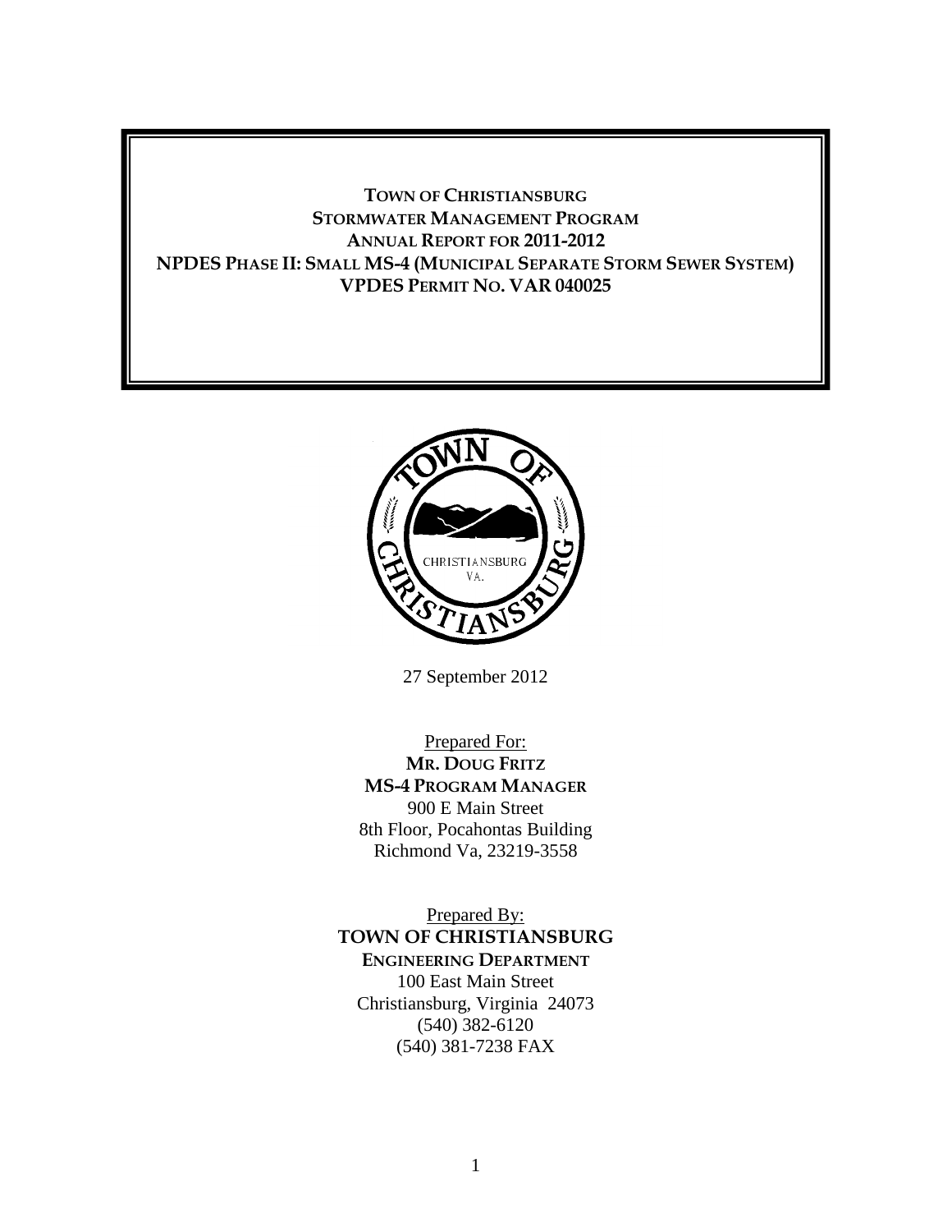# TOWN OF CHRISTIANSBURG
# STORMWATER MANAGEMENT PROGRAM
# ANNUAL REPORT FOR 2011-2012
# NPDES PHASE II: SMALL MS-4 (MUNICIPAL SEPARATE STORM SEWER SYSTEM)
# VPDES PERMIT NO. VAR 040025

27 September 2012

Prepared For:
**MR. DOUG FRITZ**
**MS-4 PROGRAM MANAGER**
900 E Main Street
8th Floor, Pocahontas Building
Richmond Va, 23219-3558

Prepared By:
**TOWN OF CHRISTIANSBURG**
**ENGINEERING DEPARTMENT**
100 East Main Street
Christiansburg, Virginia 24073
(540) 382-6120
(540) 381-7238 FAX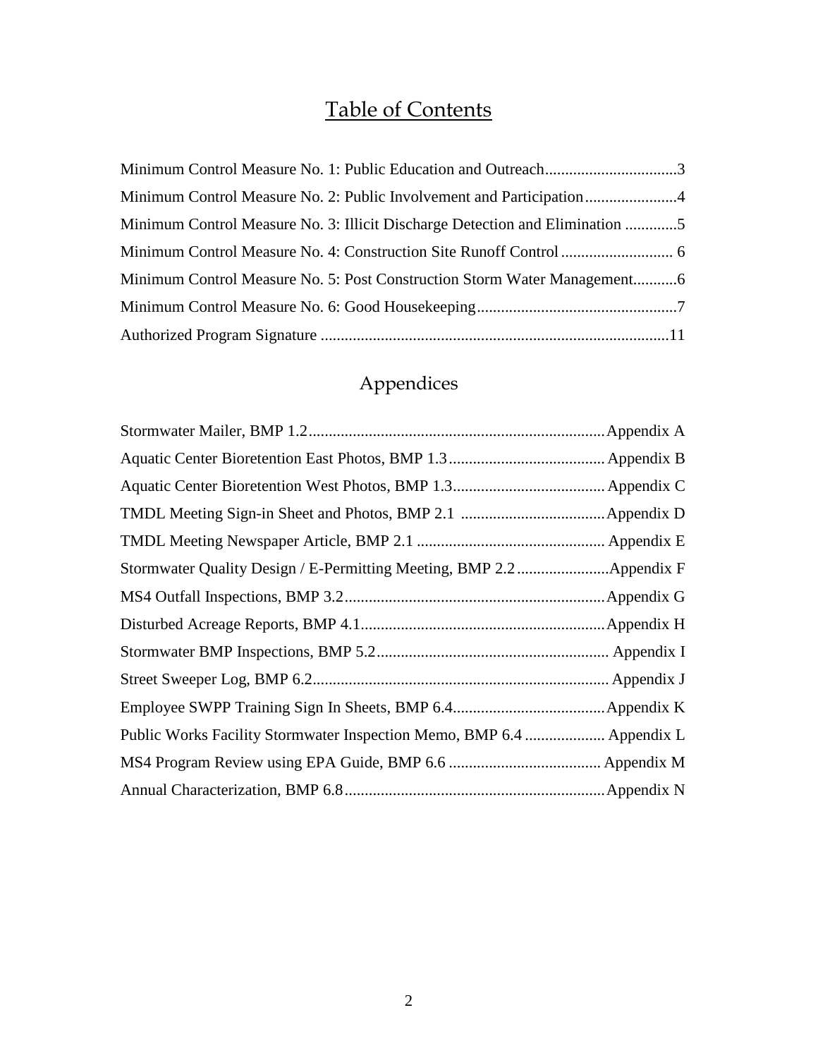# Table of Contents

Minimum Control Measure No. 1: Public Education and Outreach................................3

Minimum Control Measure No. 2: Public Involvement and Participation......................4

Minimum Control Measure No. 3: Illicit Discharge Detection and Elimination .............5

Minimum Control Measure No. 4: Construction Site Runoff Control ............................ 6

Minimum Control Measure No. 5: Post Construction Storm Water Management...........6

Minimum Control Measure No. 6: Good Housekeeping..................................................7

Authorized Program Signature .......................................................................................11

# Appendices

Stormwater Mailer, BMP 1.2..........................................................................Appendix A

Aquatic Center Bioretention East Photos, BMP 1.3....................................... Appendix B

Aquatic Center Bioretention West Photos, BMP 1.3...................................... Appendix C

TMDL Meeting Sign-in Sheet and Photos, BMP 2.1 ....................................Appendix D

TMDL Meeting Newspaper Article, BMP 2.1 ............................................... Appendix E

Stormwater Quality Design / E-Permitting Meeting, BMP 2.2.......................Appendix F

MS4 Outfall Inspections, BMP 3.2.................................................................Appendix G

Disturbed Acreage Reports, BMP 4.1.............................................................Appendix H

Stormwater BMP Inspections, BMP 5.2.......................................................... Appendix I

Street Sweeper Log, BMP 6.2......................................................................... Appendix J

Employee SWPP Training Sign In Sheets, BMP 6.4......................................Appendix K

Public Works Facility Stormwater Inspection Memo, BMP 6.4 .................... Appendix L

MS4 Program Review using EPA Guide, BMP 6.6 ...................................... Appendix M

Annual Characterization, BMP 6.8.................................................................Appendix N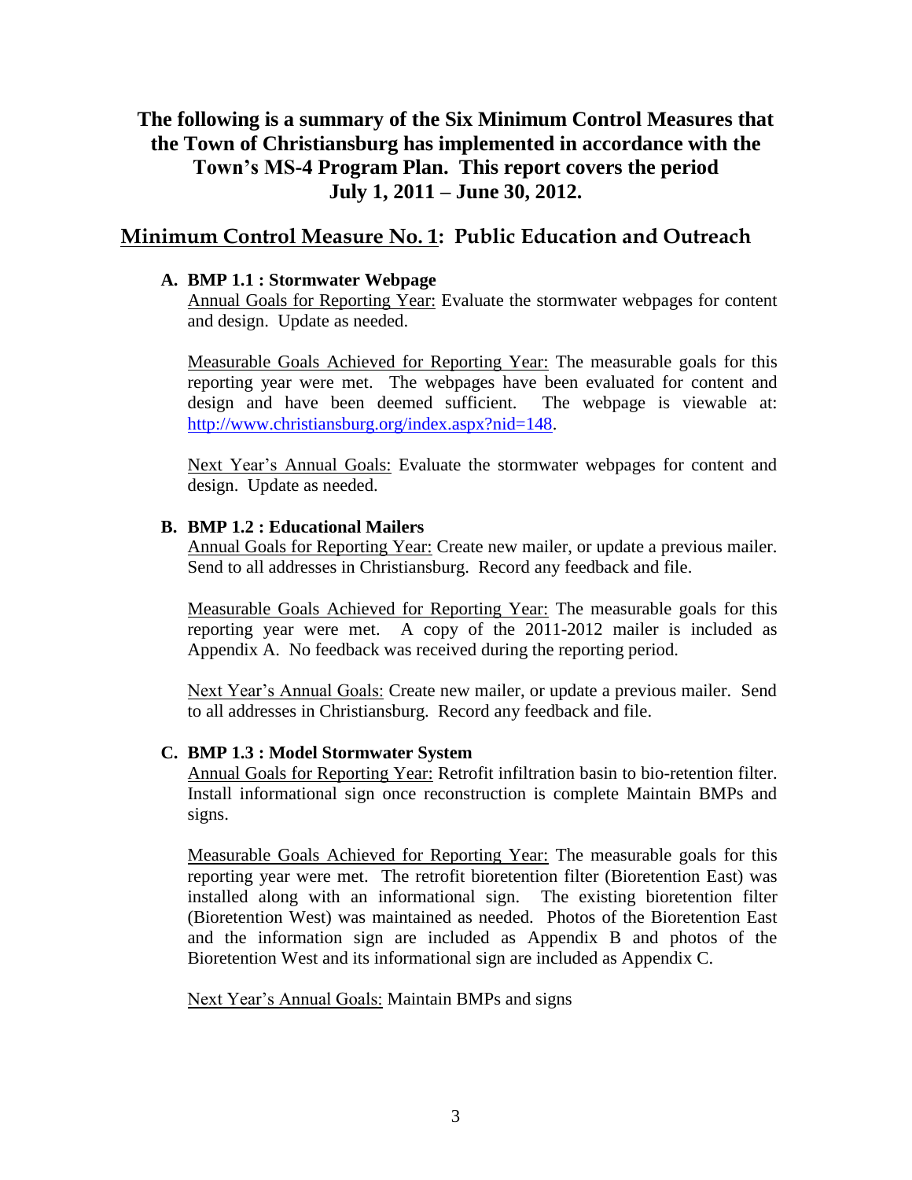# The following is a summary of the Six Minimum Control Measures that the Town of Christiansburg has implemented in accordance with the Town's MS-4 Program Plan. This report covers the period July 1, 2011 – June 30, 2012.

## Minimum Control Measure No. 1: Public Education and Outreach

### A. BMP 1.1 : Stormwater Webpage

Annual Goals for Reporting Year: Evaluate the stormwater webpages for content and design. Update as needed.

Measurable Goals Achieved for Reporting Year: The measurable goals for this reporting year were met. The webpages have been evaluated for content and design and have been deemed sufficient. The webpage is viewable at: http://www.christiansburg.org/index.aspx?nid=148.

Next Year's Annual Goals: Evaluate the stormwater webpages for content and design. Update as needed.

### B. BMP 1.2 : Educational Mailers

Annual Goals for Reporting Year: Create new mailer, or update a previous mailer. Send to all addresses in Christiansburg. Record any feedback and file.

Measurable Goals Achieved for Reporting Year: The measurable goals for this reporting year were met. A copy of the 2011-2012 mailer is included as Appendix A. No feedback was received during the reporting period.

Next Year's Annual Goals: Create new mailer, or update a previous mailer. Send to all addresses in Christiansburg. Record any feedback and file.

### C. BMP 1.3 : Model Stormwater System

Annual Goals for Reporting Year: Retrofit infiltration basin to bio-retention filter. Install informational sign once reconstruction is complete Maintain BMPs and signs.

Measurable Goals Achieved for Reporting Year: The measurable goals for this reporting year were met. The retrofit bioretention filter (Bioretention East) was installed along with an informational sign. The existing bioretention filter (Bioretention West) was maintained as needed. Photos of the Bioretention East and the information sign are included as Appendix B and photos of the Bioretention West and its informational sign are included as Appendix C.

Next Year's Annual Goals: Maintain BMPs and signs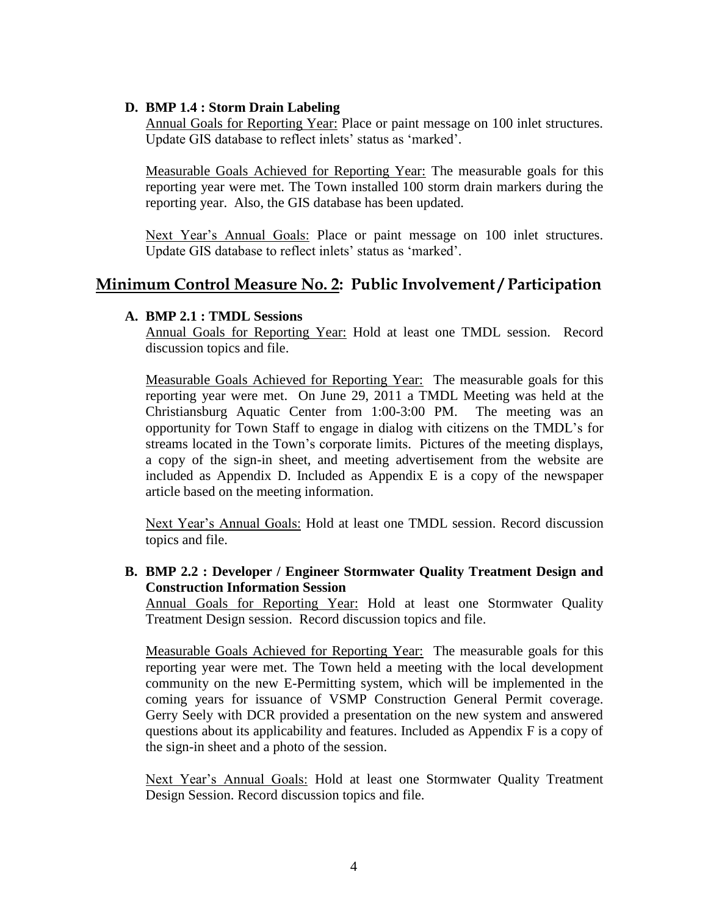**D. BMP 1.4 : Storm Drain Labeling**

Annual Goals for Reporting Year: Place or paint message on 100 inlet structures. Update GIS database to reflect inlets' status as 'marked'.

Measurable Goals Achieved for Reporting Year: The measurable goals for this reporting year were met. The Town installed 100 storm drain markers during the reporting year. Also, the GIS database has been updated.

Next Year's Annual Goals: Place or paint message on 100 inlet structures. Update GIS database to reflect inlets' status as 'marked'.

## Minimum Control Measure No. 2: Public Involvement / Participation

**A. BMP 2.1 : TMDL Sessions**

Annual Goals for Reporting Year: Hold at least one TMDL session. Record discussion topics and file.

Measurable Goals Achieved for Reporting Year: The measurable goals for this reporting year were met. On June 29, 2011 a TMDL Meeting was held at the Christiansburg Aquatic Center from 1:00-3:00 PM. The meeting was an opportunity for Town Staff to engage in dialog with citizens on the TMDL's for streams located in the Town's corporate limits. Pictures of the meeting displays, a copy of the sign-in sheet, and meeting advertisement from the website are included as Appendix D. Included as Appendix E is a copy of the newspaper article based on the meeting information.

Next Year's Annual Goals: Hold at least one TMDL session. Record discussion topics and file.

**B. BMP 2.2 : Developer / Engineer Stormwater Quality Treatment Design and Construction Information Session**

Annual Goals for Reporting Year: Hold at least one Stormwater Quality Treatment Design session. Record discussion topics and file.

Measurable Goals Achieved for Reporting Year: The measurable goals for this reporting year were met. The Town held a meeting with the local development community on the new E-Permitting system, which will be implemented in the coming years for issuance of VSMP Construction General Permit coverage. Gerry Seely with DCR provided a presentation on the new system and answered questions about its applicability and features. Included as Appendix F is a copy of the sign-in sheet and a photo of the session.

Next Year's Annual Goals: Hold at least one Stormwater Quality Treatment Design Session. Record discussion topics and file.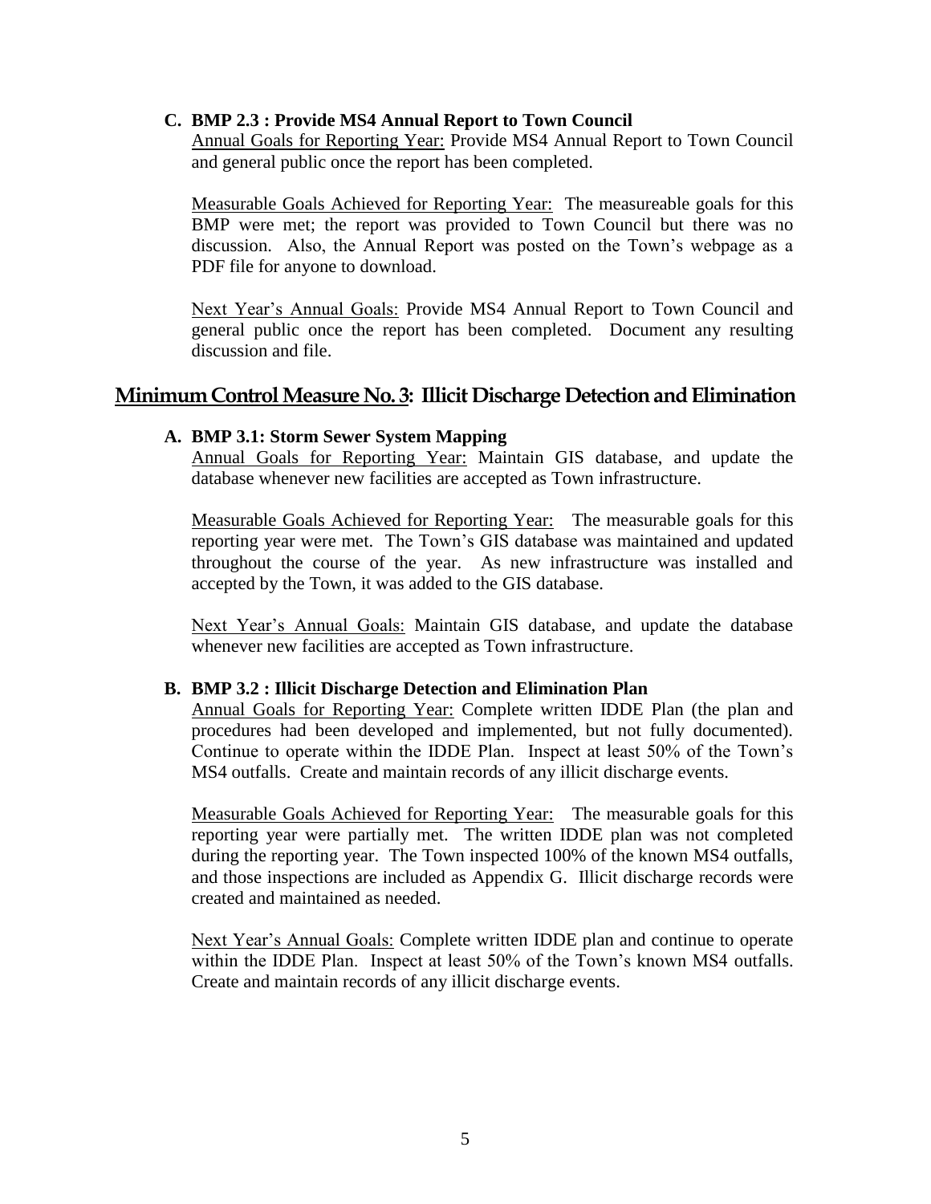### C. BMP 2.3 : Provide MS4 Annual Report to Town Council

Annual Goals for Reporting Year: Provide MS4 Annual Report to Town Council and general public once the report has been completed.

Measurable Goals Achieved for Reporting Year: The measureable goals for this BMP were met; the report was provided to Town Council but there was no discussion. Also, the Annual Report was posted on the Town's webpage as a PDF file for anyone to download.

Next Year's Annual Goals: Provide MS4 Annual Report to Town Council and general public once the report has been completed. Document any resulting discussion and file.

## Minimum Control Measure No. 3: Illicit Discharge Detection and Elimination

### A. BMP 3.1: Storm Sewer System Mapping

Annual Goals for Reporting Year: Maintain GIS database, and update the database whenever new facilities are accepted as Town infrastructure.

Measurable Goals Achieved for Reporting Year: The measurable goals for this reporting year were met. The Town's GIS database was maintained and updated throughout the course of the year. As new infrastructure was installed and accepted by the Town, it was added to the GIS database.

Next Year's Annual Goals: Maintain GIS database, and update the database whenever new facilities are accepted as Town infrastructure.

### B. BMP 3.2 : Illicit Discharge Detection and Elimination Plan

Annual Goals for Reporting Year: Complete written IDDE Plan (the plan and procedures had been developed and implemented, but not fully documented). Continue to operate within the IDDE Plan. Inspect at least 50% of the Town's MS4 outfalls. Create and maintain records of any illicit discharge events.

Measurable Goals Achieved for Reporting Year: The measurable goals for this reporting year were partially met. The written IDDE plan was not completed during the reporting year. The Town inspected 100% of the known MS4 outfalls, and those inspections are included as Appendix G. Illicit discharge records were created and maintained as needed.

Next Year's Annual Goals: Complete written IDDE plan and continue to operate within the IDDE Plan. Inspect at least 50% of the Town's known MS4 outfalls. Create and maintain records of any illicit discharge events.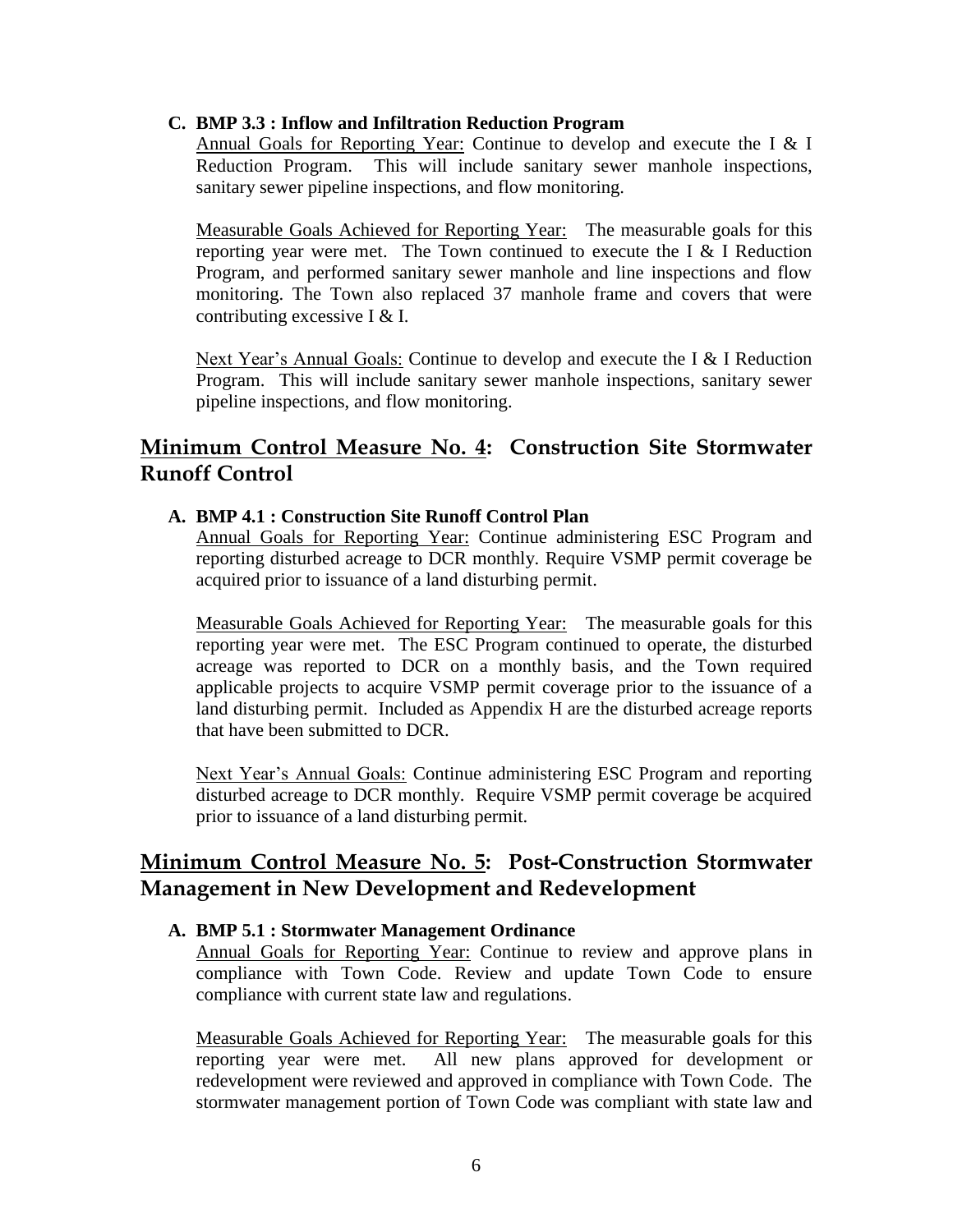**C. BMP 3.3 : Inflow and Infiltration Reduction Program**

Annual Goals for Reporting Year: Continue to develop and execute the I & I Reduction Program. This will include sanitary sewer manhole inspections, sanitary sewer pipeline inspections, and flow monitoring.

Measurable Goals Achieved for Reporting Year: The measurable goals for this reporting year were met. The Town continued to execute the I & I Reduction Program, and performed sanitary sewer manhole and line inspections and flow monitoring. The Town also replaced 37 manhole frame and covers that were contributing excessive I & I.

Next Year's Annual Goals: Continue to develop and execute the I & I Reduction Program. This will include sanitary sewer manhole inspections, sanitary sewer pipeline inspections, and flow monitoring.

## Minimum Control Measure No. 4: Construction Site Stormwater Runoff Control

**A. BMP 4.1 : Construction Site Runoff Control Plan**

Annual Goals for Reporting Year: Continue administering ESC Program and reporting disturbed acreage to DCR monthly. Require VSMP permit coverage be acquired prior to issuance of a land disturbing permit.

Measurable Goals Achieved for Reporting Year: The measurable goals for this reporting year were met. The ESC Program continued to operate, the disturbed acreage was reported to DCR on a monthly basis, and the Town required applicable projects to acquire VSMP permit coverage prior to the issuance of a land disturbing permit. Included as Appendix H are the disturbed acreage reports that have been submitted to DCR.

Next Year's Annual Goals: Continue administering ESC Program and reporting disturbed acreage to DCR monthly. Require VSMP permit coverage be acquired prior to issuance of a land disturbing permit.

## Minimum Control Measure No. 5: Post-Construction Stormwater Management in New Development and Redevelopment

**A. BMP 5.1 : Stormwater Management Ordinance**

Annual Goals for Reporting Year: Continue to review and approve plans in compliance with Town Code. Review and update Town Code to ensure compliance with current state law and regulations.

Measurable Goals Achieved for Reporting Year: The measurable goals for this reporting year were met. All new plans approved for development or redevelopment were reviewed and approved in compliance with Town Code. The stormwater management portion of Town Code was compliant with state law and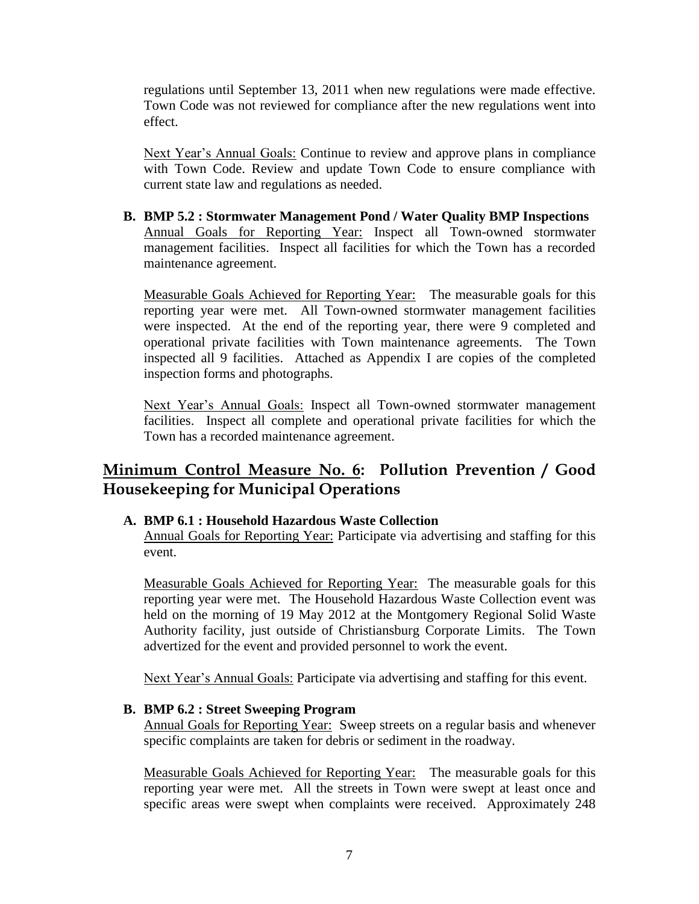regulations until September 13, 2011 when new regulations were made effective. Town Code was not reviewed for compliance after the new regulations went into effect.

Next Year's Annual Goals: Continue to review and approve plans in compliance with Town Code. Review and update Town Code to ensure compliance with current state law and regulations as needed.

**B. BMP 5.2 : Stormwater Management Pond / Water Quality BMP Inspections**

Annual Goals for Reporting Year: Inspect all Town-owned stormwater management facilities. Inspect all facilities for which the Town has a recorded maintenance agreement.

Measurable Goals Achieved for Reporting Year: The measurable goals for this reporting year were met. All Town-owned stormwater management facilities were inspected. At the end of the reporting year, there were 9 completed and operational private facilities with Town maintenance agreements. The Town inspected all 9 facilities. Attached as Appendix I are copies of the completed inspection forms and photographs.

Next Year's Annual Goals: Inspect all Town-owned stormwater management facilities. Inspect all complete and operational private facilities for which the Town has a recorded maintenance agreement.

## Minimum Control Measure No. 6: Pollution Prevention / Good Housekeeping for Municipal Operations

**A. BMP 6.1 : Household Hazardous Waste Collection**

Annual Goals for Reporting Year: Participate via advertising and staffing for this event.

Measurable Goals Achieved for Reporting Year: The measurable goals for this reporting year were met. The Household Hazardous Waste Collection event was held on the morning of 19 May 2012 at the Montgomery Regional Solid Waste Authority facility, just outside of Christiansburg Corporate Limits. The Town advertized for the event and provided personnel to work the event.

Next Year's Annual Goals: Participate via advertising and staffing for this event.

**B. BMP 6.2 : Street Sweeping Program**

Annual Goals for Reporting Year: Sweep streets on a regular basis and whenever specific complaints are taken for debris or sediment in the roadway.

Measurable Goals Achieved for Reporting Year: The measurable goals for this reporting year were met. All the streets in Town were swept at least once and specific areas were swept when complaints were received. Approximately 248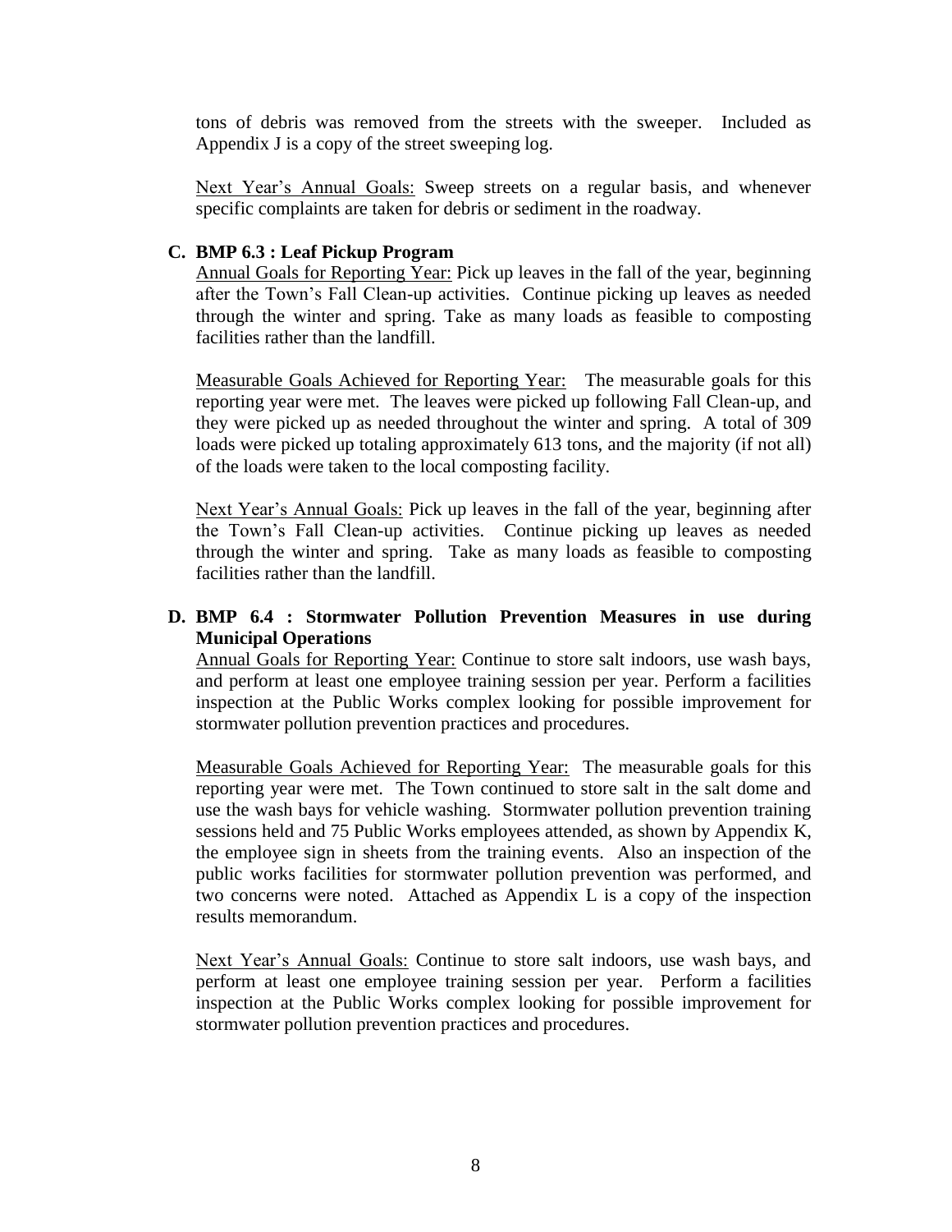tons of debris was removed from the streets with the sweeper. Included as Appendix J is a copy of the street sweeping log.

Next Year's Annual Goals: Sweep streets on a regular basis, and whenever specific complaints are taken for debris or sediment in the roadway.

**C. BMP 6.3 : Leaf Pickup Program**

Annual Goals for Reporting Year: Pick up leaves in the fall of the year, beginning after the Town's Fall Clean-up activities. Continue picking up leaves as needed through the winter and spring. Take as many loads as feasible to composting facilities rather than the landfill.

Measurable Goals Achieved for Reporting Year: The measurable goals for this reporting year were met. The leaves were picked up following Fall Clean-up, and they were picked up as needed throughout the winter and spring. A total of 309 loads were picked up totaling approximately 613 tons, and the majority (if not all) of the loads were taken to the local composting facility.

Next Year's Annual Goals: Pick up leaves in the fall of the year, beginning after the Town's Fall Clean-up activities. Continue picking up leaves as needed through the winter and spring. Take as many loads as feasible to composting facilities rather than the landfill.

**D. BMP 6.4 : Stormwater Pollution Prevention Measures in use during Municipal Operations**

Annual Goals for Reporting Year: Continue to store salt indoors, use wash bays, and perform at least one employee training session per year. Perform a facilities inspection at the Public Works complex looking for possible improvement for stormwater pollution prevention practices and procedures.

Measurable Goals Achieved for Reporting Year: The measurable goals for this reporting year were met. The Town continued to store salt in the salt dome and use the wash bays for vehicle washing. Stormwater pollution prevention training sessions held and 75 Public Works employees attended, as shown by Appendix K, the employee sign in sheets from the training events. Also an inspection of the public works facilities for stormwater pollution prevention was performed, and two concerns were noted. Attached as Appendix L is a copy of the inspection results memorandum.

Next Year's Annual Goals: Continue to store salt indoors, use wash bays, and perform at least one employee training session per year. Perform a facilities inspection at the Public Works complex looking for possible improvement for stormwater pollution prevention practices and procedures.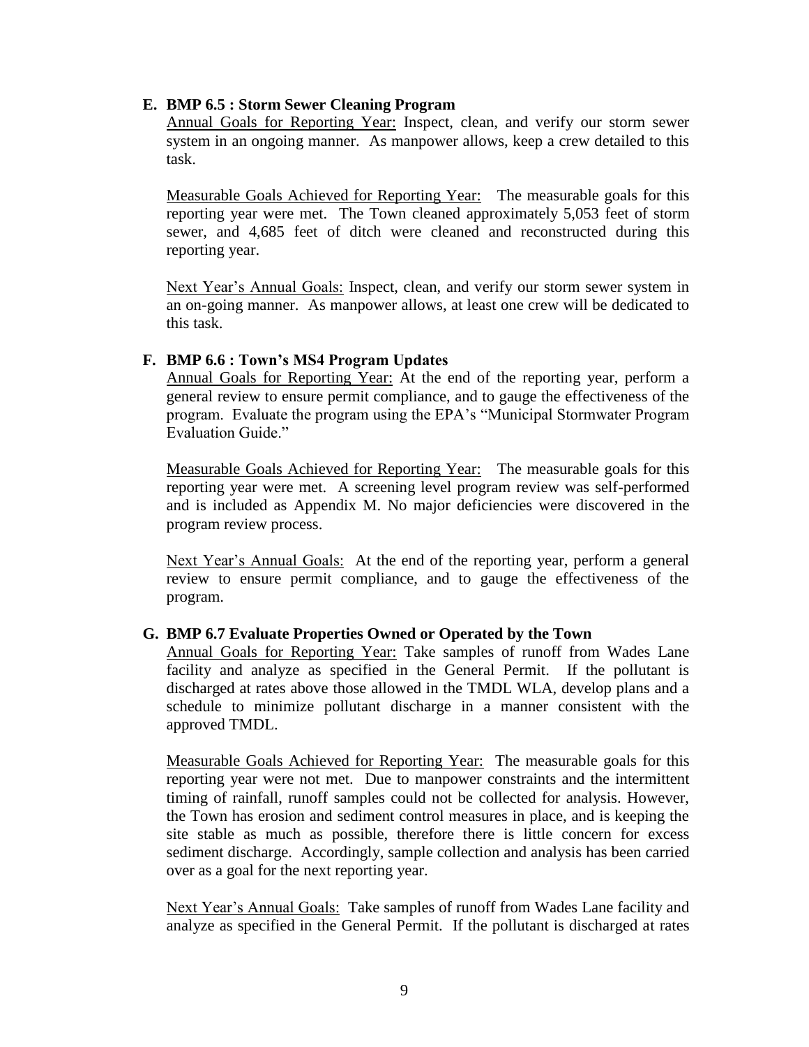**E. BMP 6.5 : Storm Sewer Cleaning Program**

Annual Goals for Reporting Year: Inspect, clean, and verify our storm sewer system in an ongoing manner. As manpower allows, keep a crew detailed to this task.

Measurable Goals Achieved for Reporting Year: The measurable goals for this reporting year were met. The Town cleaned approximately 5,053 feet of storm sewer, and 4,685 feet of ditch were cleaned and reconstructed during this reporting year.

Next Year's Annual Goals: Inspect, clean, and verify our storm sewer system in an on-going manner. As manpower allows, at least one crew will be dedicated to this task.

**F. BMP 6.6 : Town's MS4 Program Updates**

Annual Goals for Reporting Year: At the end of the reporting year, perform a general review to ensure permit compliance, and to gauge the effectiveness of the program. Evaluate the program using the EPA's "Municipal Stormwater Program Evaluation Guide."

Measurable Goals Achieved for Reporting Year: The measurable goals for this reporting year were met. A screening level program review was self-performed and is included as Appendix M. No major deficiencies were discovered in the program review process.

Next Year's Annual Goals: At the end of the reporting year, perform a general review to ensure permit compliance, and to gauge the effectiveness of the program.

**G. BMP 6.7 Evaluate Properties Owned or Operated by the Town**

Annual Goals for Reporting Year: Take samples of runoff from Wades Lane facility and analyze as specified in the General Permit. If the pollutant is discharged at rates above those allowed in the TMDL WLA, develop plans and a schedule to minimize pollutant discharge in a manner consistent with the approved TMDL.

Measurable Goals Achieved for Reporting Year: The measurable goals for this reporting year were not met. Due to manpower constraints and the intermittent timing of rainfall, runoff samples could not be collected for analysis. However, the Town has erosion and sediment control measures in place, and is keeping the site stable as much as possible, therefore there is little concern for excess sediment discharge. Accordingly, sample collection and analysis has been carried over as a goal for the next reporting year.

Next Year's Annual Goals: Take samples of runoff from Wades Lane facility and analyze as specified in the General Permit. If the pollutant is discharged at rates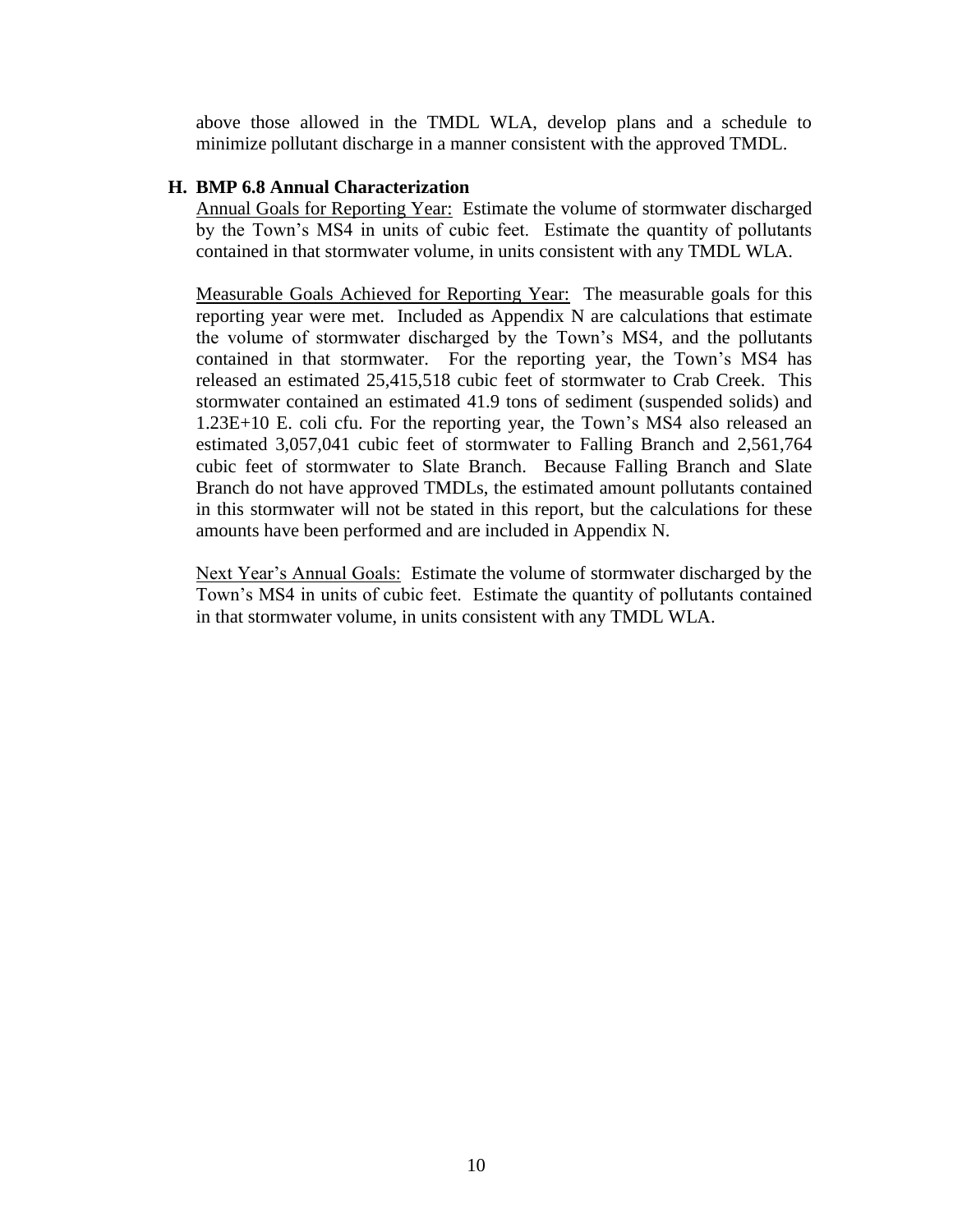above those allowed in the TMDL WLA, develop plans and a schedule to minimize pollutant discharge in a manner consistent with the approved TMDL.

**H. BMP 6.8 Annual Characterization**

Annual Goals for Reporting Year: Estimate the volume of stormwater discharged by the Town's MS4 in units of cubic feet. Estimate the quantity of pollutants contained in that stormwater volume, in units consistent with any TMDL WLA.

Measurable Goals Achieved for Reporting Year: The measurable goals for this reporting year were met. Included as Appendix N are calculations that estimate the volume of stormwater discharged by the Town's MS4, and the pollutants contained in that stormwater. For the reporting year, the Town's MS4 has released an estimated 25,415,518 cubic feet of stormwater to Crab Creek. This stormwater contained an estimated 41.9 tons of sediment (suspended solids) and 1.23E+10 E. coli cfu. For the reporting year, the Town's MS4 also released an estimated 3,057,041 cubic feet of stormwater to Falling Branch and 2,561,764 cubic feet of stormwater to Slate Branch. Because Falling Branch and Slate Branch do not have approved TMDLs, the estimated amount pollutants contained in this stormwater will not be stated in this report, but the calculations for these amounts have been performed and are included in Appendix N.

Next Year's Annual Goals: Estimate the volume of stormwater discharged by the Town's MS4 in units of cubic feet. Estimate the quantity of pollutants contained in that stormwater volume, in units consistent with any TMDL WLA.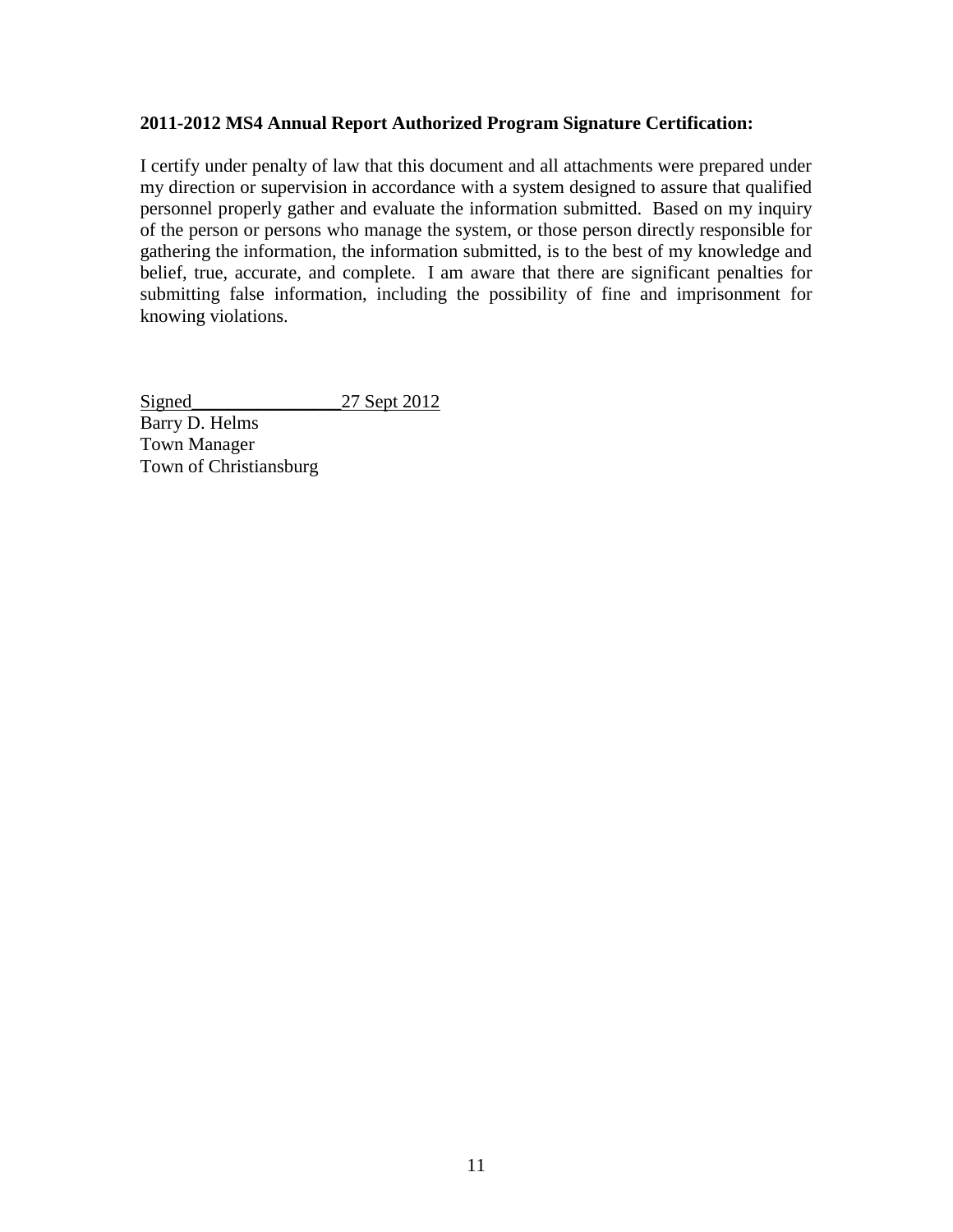**2011-2012 MS4 Annual Report Authorized Program Signature Certification:**

I certify under penalty of law that this document and all attachments were prepared under my direction or supervision in accordance with a system designed to assure that qualified personnel properly gather and evaluate the information submitted. Based on my inquiry of the person or persons who manage the system, or those person directly responsible for gathering the information, the information submitted, is to the best of my knowledge and belief, true, accurate, and complete. I am aware that there are significant penalties for submitting false information, including the possibility of fine and imprisonment for knowing violations.

Signed________________27 Sept 2012
Barry D. Helms
Town Manager
Town of Christiansburg